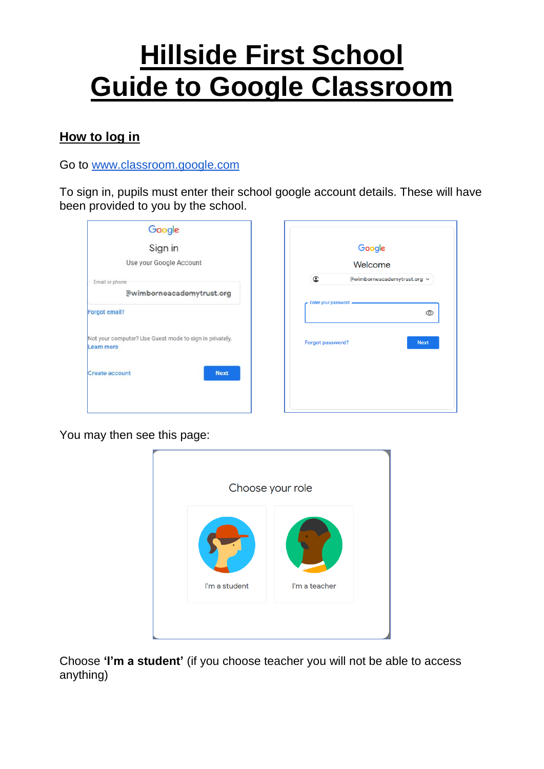# Hillside First School
# Guide to Google Classroom

## How to log in

Go to [www.classroom.google.com](http://www.classroom.google.com)

To sign in, pupils must enter their school google account details. These will have been provided to you by the school.

You may then see this page:

Choose **'I'm a student'** (if you choose teacher you will not be able to access anything)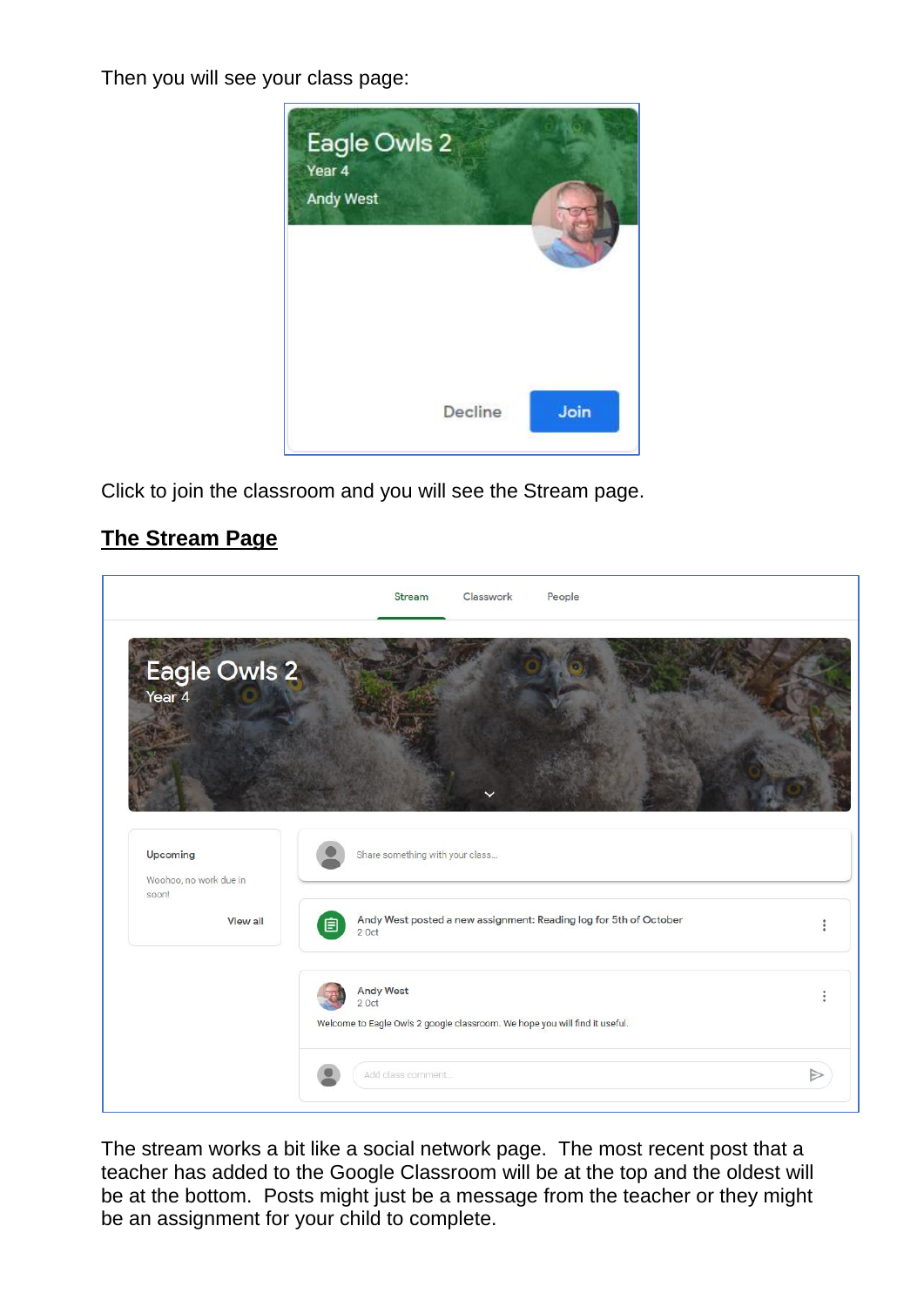Then you will see your class page:

Click to join the classroom and you will see the Stream page.

## The Stream Page

The stream works a bit like a social network page. The most recent post that a teacher has added to the Google Classroom will be at the top and the oldest will be at the bottom. Posts might just be a message from the teacher or they might be an assignment for your child to complete.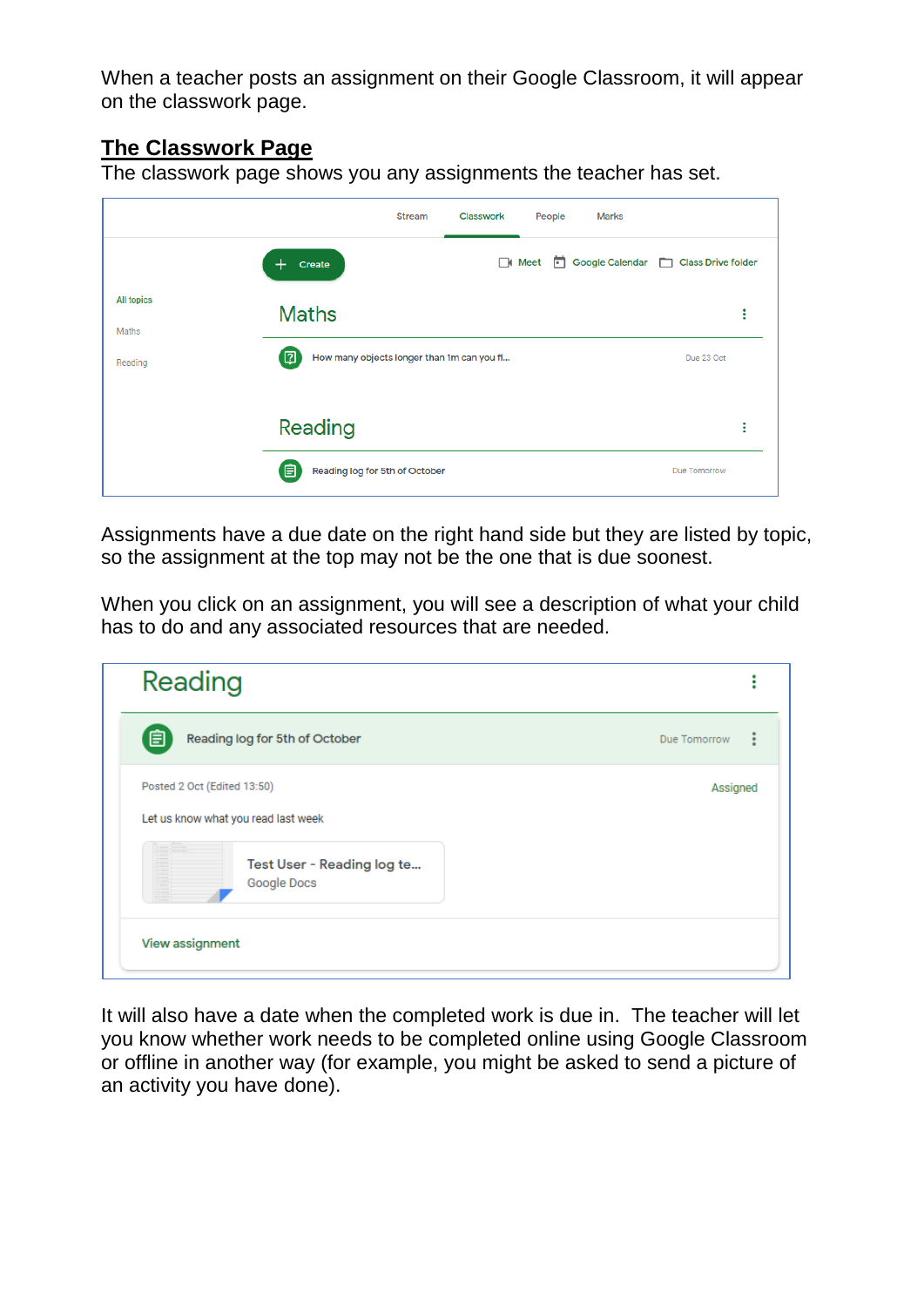When a teacher posts an assignment on their Google Classroom, it will appear on the classwork page.

## The Classwork Page

The classwork page shows you any assignments the teacher has set.

Assignments have a due date on the right hand side but they are listed by topic, so the assignment at the top may not be the one that is due soonest.

When you click on an assignment, you will see a description of what your child has to do and any associated resources that are needed.

It will also have a date when the completed work is due in. The teacher will let you know whether work needs to be completed online using Google Classroom or offline in another way (for example, you might be asked to send a picture of an activity you have done).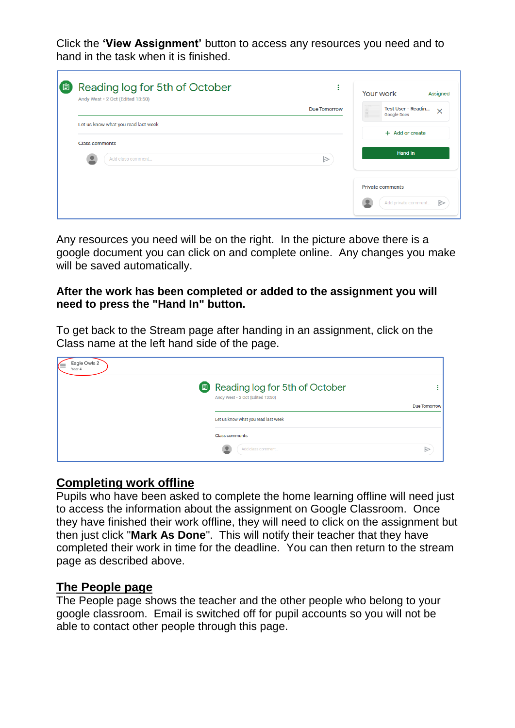Click the **'View Assignment'** button to access any resources you need and to hand in the task when it is finished.

Any resources you need will be on the right. In the picture above there is a google document you can click on and complete online. Any changes you make will be saved automatically.

**After the work has been completed or added to the assignment you will need to press the "Hand In" button.**

To get back to the Stream page after handing in an assignment, click on the Class name at the left hand side of the page.

## Completing work offline

Pupils who have been asked to complete the home learning offline will need just to access the information about the assignment on Google Classroom. Once they have finished their work offline, they will need to click on the assignment but then just click "**Mark As Done**". This will notify their teacher that they have completed their work in time for the deadline. You can then return to the stream page as described above.

## The People page

The People page shows the teacher and the other people who belong to your google classroom. Email is switched off for pupil accounts so you will not be able to contact other people through this page.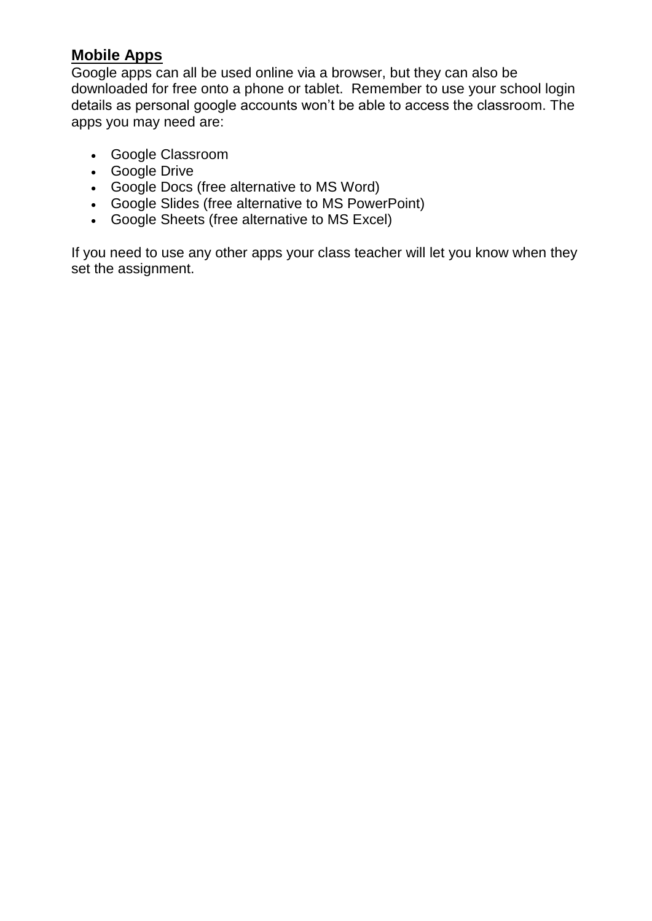## Mobile Apps

Google apps can all be used online via a browser, but they can also be downloaded for free onto a phone or tablet. Remember to use your school login details as personal google accounts won't be able to access the classroom. The apps you may need are:

- Google Classroom
- Google Drive
- Google Docs (free alternative to MS Word)
- Google Slides (free alternative to MS PowerPoint)
- Google Sheets (free alternative to MS Excel)

If you need to use any other apps your class teacher will let you know when they set the assignment.